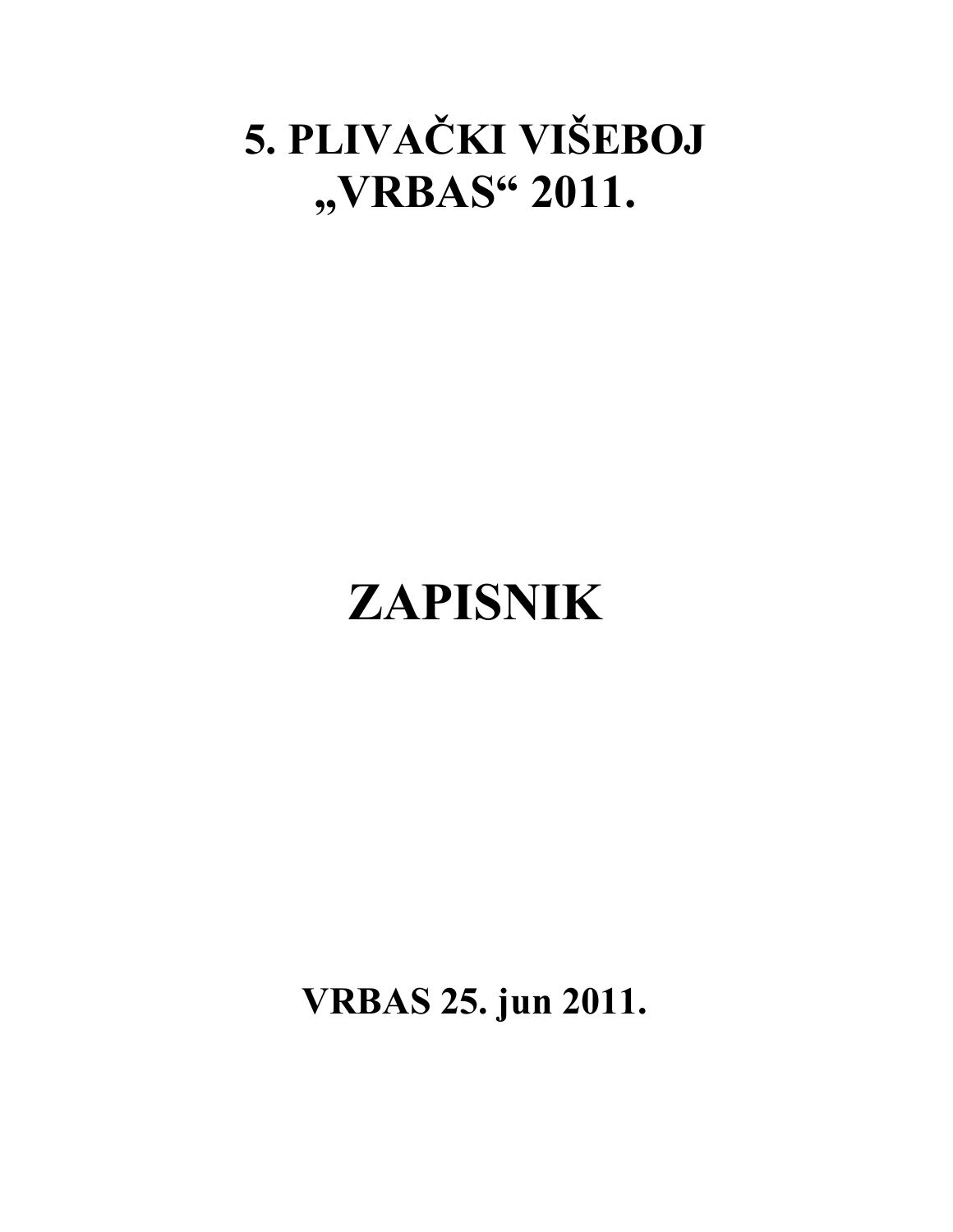# 5. PLIVAČKI VIŠEBOJ „VRBAS“ 2011.

# ZAPISNIK

**VRBAS 25. jun 2011.**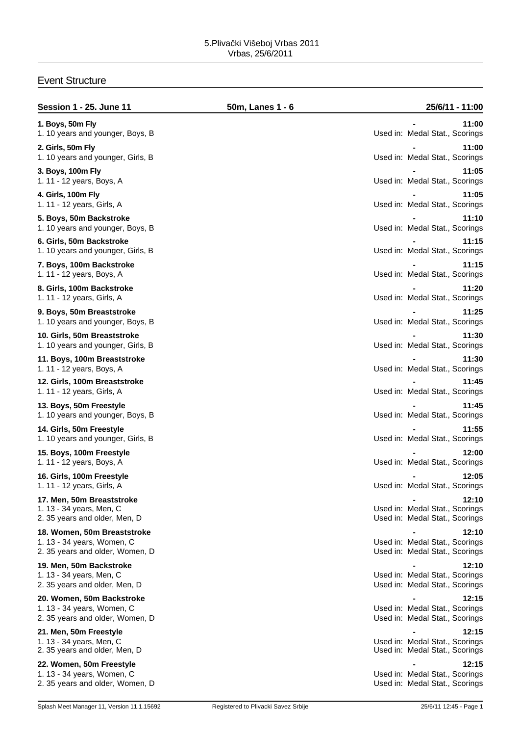5.Plivački Višeboj Vrbas 2011
Vrbas, 25/6/2011

## Event Structure

| Session 1 - 25. June 11 | 50m, Lanes 1 - 6 | 25/6/11 - 11:00 |
|---|---|---|
| **1. Boys, 50m Fly** | | **11:00** |
| 1. 10 years and younger, Boys, B | | Used in: Medal Stat., Scorings |
| **2. Girls, 50m Fly** | | **11:00** |
| 1. 10 years and younger, Girls, B | | Used in: Medal Stat., Scorings |
| **3. Boys, 100m Fly** | | **11:05** |
| 1. 11 - 12 years, Boys, A | | Used in: Medal Stat., Scorings |
| **4. Girls, 100m Fly** | | **11:05** |
| 1. 11 - 12 years, Girls, A | | Used in: Medal Stat., Scorings |
| **5. Boys, 50m Backstroke** | | **11:10** |
| 1. 10 years and younger, Boys, B | | Used in: Medal Stat., Scorings |
| **6. Girls, 50m Backstroke** | | **11:15** |
| 1. 10 years and younger, Girls, B | | Used in: Medal Stat., Scorings |
| **7. Boys, 100m Backstroke** | | **11:15** |
| 1. 11 - 12 years, Boys, A | | Used in: Medal Stat., Scorings |
| **8. Girls, 100m Backstroke** | | **11:20** |
| 1. 11 - 12 years, Girls, A | | Used in: Medal Stat., Scorings |
| **9. Boys, 50m Breaststroke** | | **11:25** |
| 1. 10 years and younger, Boys, B | | Used in: Medal Stat., Scorings |
| **10. Girls, 50m Breaststroke** | | **11:30** |
| 1. 10 years and younger, Girls, B | | Used in: Medal Stat., Scorings |
| **11. Boys, 100m Breaststroke** | | **11:30** |
| 1. 11 - 12 years, Boys, A | | Used in: Medal Stat., Scorings |
| **12. Girls, 100m Breaststroke** | | **11:45** |
| 1. 11 - 12 years, Girls, A | | Used in: Medal Stat., Scorings |
| **13. Boys, 50m Freestyle** | | **11:45** |
| 1. 10 years and younger, Boys, B | | Used in: Medal Stat., Scorings |
| **14. Girls, 50m Freestyle** | | **11:55** |
| 1. 10 years and younger, Girls, B | | Used in: Medal Stat., Scorings |
| **15. Boys, 100m Freestyle** | | **12:00** |
| 1. 11 - 12 years, Boys, A | | Used in: Medal Stat., Scorings |
| **16. Girls, 100m Freestyle** | | **12:05** |
| 1. 11 - 12 years, Girls, A | | Used in: Medal Stat., Scorings |
| **17. Men, 50m Breaststroke** | | **12:10** |
| 1. 13 - 34 years, Men, C | | Used in: Medal Stat., Scorings |
| 2. 35 years and older, Men, D | | Used in: Medal Stat., Scorings |
| **18. Women, 50m Breaststroke** | | **12:10** |
| 1. 13 - 34 years, Women, C | | Used in: Medal Stat., Scorings |
| 2. 35 years and older, Women, D | | Used in: Medal Stat., Scorings |
| **19. Men, 50m Backstroke** | | **12:10** |
| 1. 13 - 34 years, Men, C | | Used in: Medal Stat., Scorings |
| 2. 35 years and older, Men, D | | Used in: Medal Stat., Scorings |
| **20. Women, 50m Backstroke** | | **12:15** |
| 1. 13 - 34 years, Women, C | | Used in: Medal Stat., Scorings |
| 2. 35 years and older, Women, D | | Used in: Medal Stat., Scorings |
| **21. Men, 50m Freestyle** | | **12:15** |
| 1. 13 - 34 years, Men, C | | Used in: Medal Stat., Scorings |
| 2. 35 years and older, Men, D | | Used in: Medal Stat., Scorings |
| **22. Women, 50m Freestyle** | | **12:15** |
| 1. 13 - 34 years, Women, C | | Used in: Medal Stat., Scorings |
| 2. 35 years and older, Women, D | | Used in: Medal Stat., Scorings |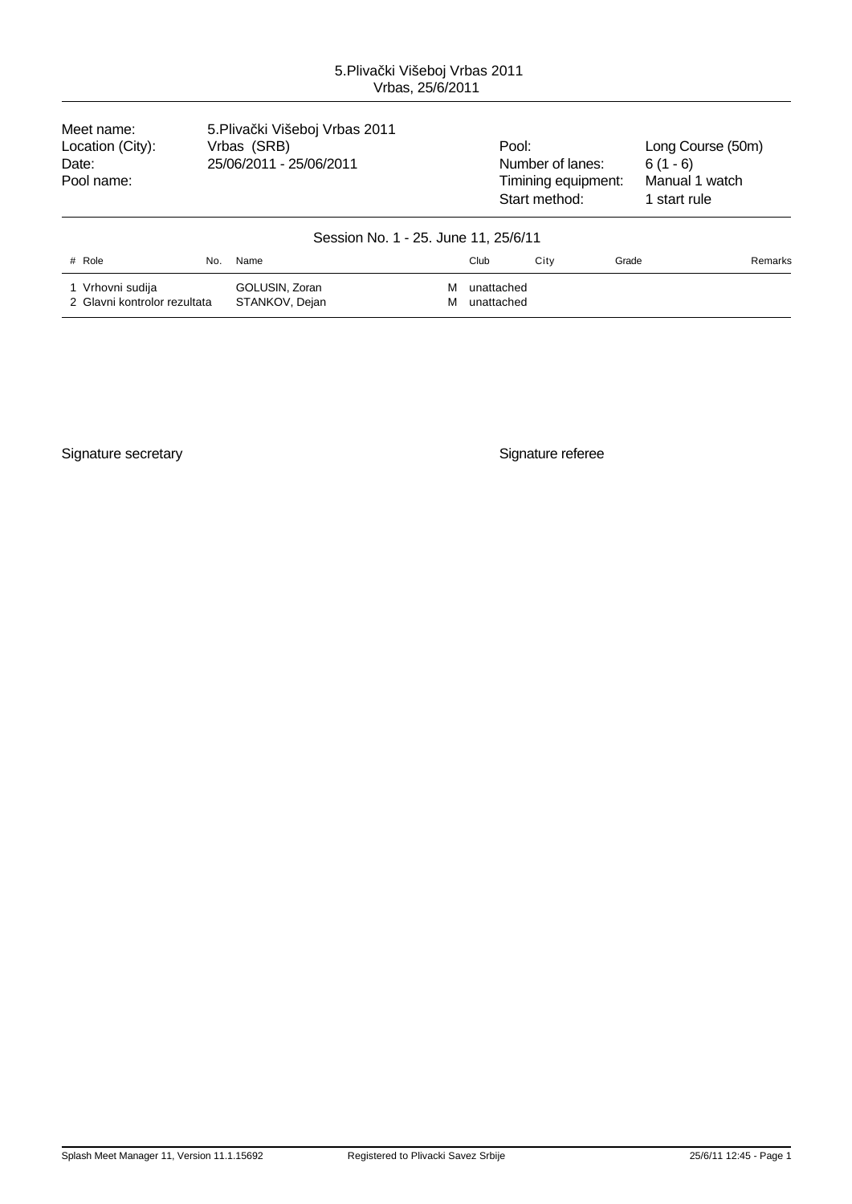5.Plivački Višeboj Vrbas 2011
Vrbas, 25/6/2011

| | | | |
|---|---|---|---|
| Meet name: | 5.Plivački Višeboj Vrbas 2011 | | |
| Location (City): | Vrbas (SRB) | Pool: | Long Course (50m) |
| Date: | 25/06/2011 - 25/06/2011 | Number of lanes: | 6 (1 - 6) |
| Pool name: | | Timining equipment: | Manual 1 watch |
| | | Start method: | 1 start rule |

## Session No. 1 - 25. June 11, 25/6/11

| # | Role | No. | Name | | Club | City | Grade | Remarks |
|---|---|---|---|---|---|---|---|---|
| 1 | Vrhovni sudija | | GOLUSIN, Zoran | M | unattached | | | |
| 2 | Glavni kontrolor rezultata | | STANKOV, Dejan | M | unattached | | | |

Signature secretary

Signature referee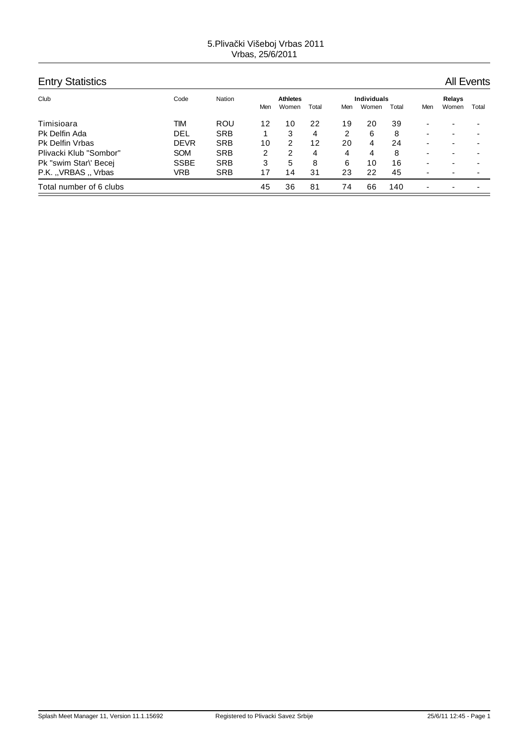5.Plivački Višeboj Vrbas 2011
Vrbas, 25/6/2011

## Entry Statistics

All Events

| Club | Code | Nation | Athletes | | | Individuals | | | Relays | | |
|---|---|---|---|---|---|---|---|---|---|---|---|
| | | | Men | Women | Total | Men | Women | Total | Men | Women | Total |
| Timisioara | TIM | ROU | 12 | 10 | 22 | 19 | 20 | 39 | - | - | - |
| Pk Delfin Ada | DEL | SRB | 1 | 3 | 4 | 2 | 6 | 8 | - | - | - |
| Pk Delfin Vrbas | DEVR | SRB | 10 | 2 | 12 | 20 | 4 | 24 | - | - | - |
| Plivacki Klub "Sombor" | SOM | SRB | 2 | 2 | 4 | 4 | 4 | 8 | - | - | - |
| Pk "swim Star\' Becej | SSBE | SRB | 3 | 5 | 8 | 6 | 10 | 16 | - | - | - |
| P.K. ,,VRBAS ,, Vrbas | VRB | SRB | 17 | 14 | 31 | 23 | 22 | 45 | - | - | - |
| Total number of 6 clubs | | | 45 | 36 | 81 | 74 | 66 | 140 | - | - | - |

Splash Meet Manager 11, Version 11.1.15692 Registered to Plivacki Savez Srbije 25/6/11 12:45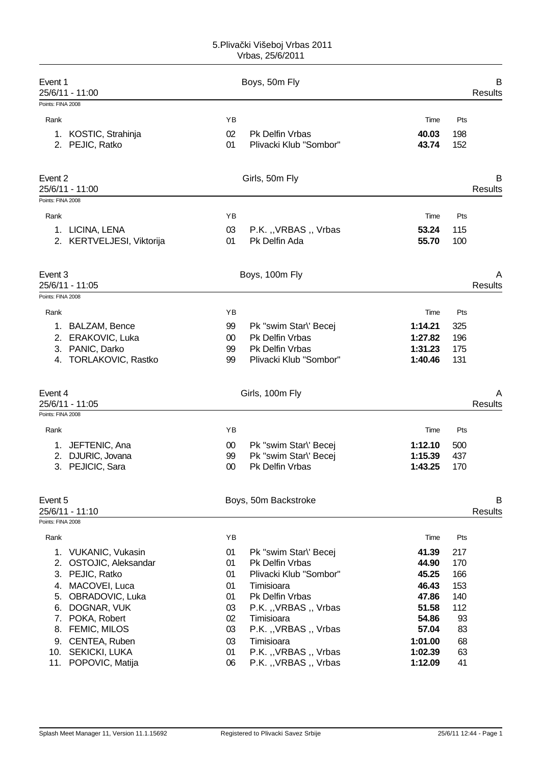5.Plivački Višeboj Vrbas 2011
Vrbas, 25/6/2011

## Event 1 — Boys, 50m Fly — B Results

25/6/11 - 11:00

Points: FINA 2008

| Rank | Name | YB | Club | Time | Pts |
|---|---|---|---|---|---|
| 1. | KOSTIC, Strahinja | 02 | Pk Delfin Vrbas | **40.03** | 198 |
| 2. | PEJIC, Ratko | 01 | Plivacki Klub "Sombor" | **43.74** | 152 |

## Event 2 — Girls, 50m Fly — B Results

25/6/11 - 11:00

Points: FINA 2008

| Rank | Name | YB | Club | Time | Pts |
|---|---|---|---|---|---|
| 1. | LICINA, LENA | 03 | P.K. ,,VRBAS ,, Vrbas | **53.24** | 115 |
| 2. | KERTVELJESI, Viktorija | 01 | Pk Delfin Ada | **55.70** | 100 |

## Event 3 — Boys, 100m Fly — A Results

25/6/11 - 11:05

Points: FINA 2008

| Rank | Name | YB | Club | Time | Pts |
|---|---|---|---|---|---|
| 1. | BALZAM, Bence | 99 | Pk "swim Star\' Becej | **1:14.21** | 325 |
| 2. | ERAKOVIC, Luka | 00 | Pk Delfin Vrbas | **1:27.82** | 196 |
| 3. | PANIC, Darko | 99 | Pk Delfin Vrbas | **1:31.23** | 175 |
| 4. | TORLAKOVIC, Rastko | 99 | Plivacki Klub "Sombor" | **1:40.46** | 131 |

## Event 4 — Girls, 100m Fly — A Results

25/6/11 - 11:05

Points: FINA 2008

| Rank | Name | YB | Club | Time | Pts |
|---|---|---|---|---|---|
| 1. | JEFTENIC, Ana | 00 | Pk "swim Star\' Becej | **1:12.10** | 500 |
| 2. | DJURIC, Jovana | 99 | Pk "swim Star\' Becej | **1:15.39** | 437 |
| 3. | PEJICIC, Sara | 00 | Pk Delfin Vrbas | **1:43.25** | 170 |

## Event 5 — Boys, 50m Backstroke — B Results

25/6/11 - 11:10

Points: FINA 2008

| Rank | Name | YB | Club | Time | Pts |
|---|---|---|---|---|---|
| 1. | VUKANIC, Vukasin | 01 | Pk "swim Star\' Becej | **41.39** | 217 |
| 2. | OSTOJIC, Aleksandar | 01 | Pk Delfin Vrbas | **44.90** | 170 |
| 3. | PEJIC, Ratko | 01 | Plivacki Klub "Sombor" | **45.25** | 166 |
| 4. | MACOVEI, Luca | 01 | Timisioara | **46.43** | 153 |
| 5. | OBRADOVIC, Luka | 01 | Pk Delfin Vrbas | **47.86** | 140 |
| 6. | DOGNAR, VUK | 03 | P.K. ,,VRBAS ,, Vrbas | **51.58** | 112 |
| 7. | POKA, Robert | 02 | Timisioara | **54.86** | 93 |
| 8. | FEMIC, MILOS | 03 | P.K. ,,VRBAS ,, Vrbas | **57.04** | 83 |
| 9. | CENTEA, Ruben | 03 | Timisioara | **1:01.00** | 68 |
| 10. | SEKICKI, LUKA | 01 | P.K. ,,VRBAS ,, Vrbas | **1:02.39** | 63 |
| 11. | POPOVIC, Matija | 06 | P.K. ,,VRBAS ,, Vrbas | **1:12.09** | 41 |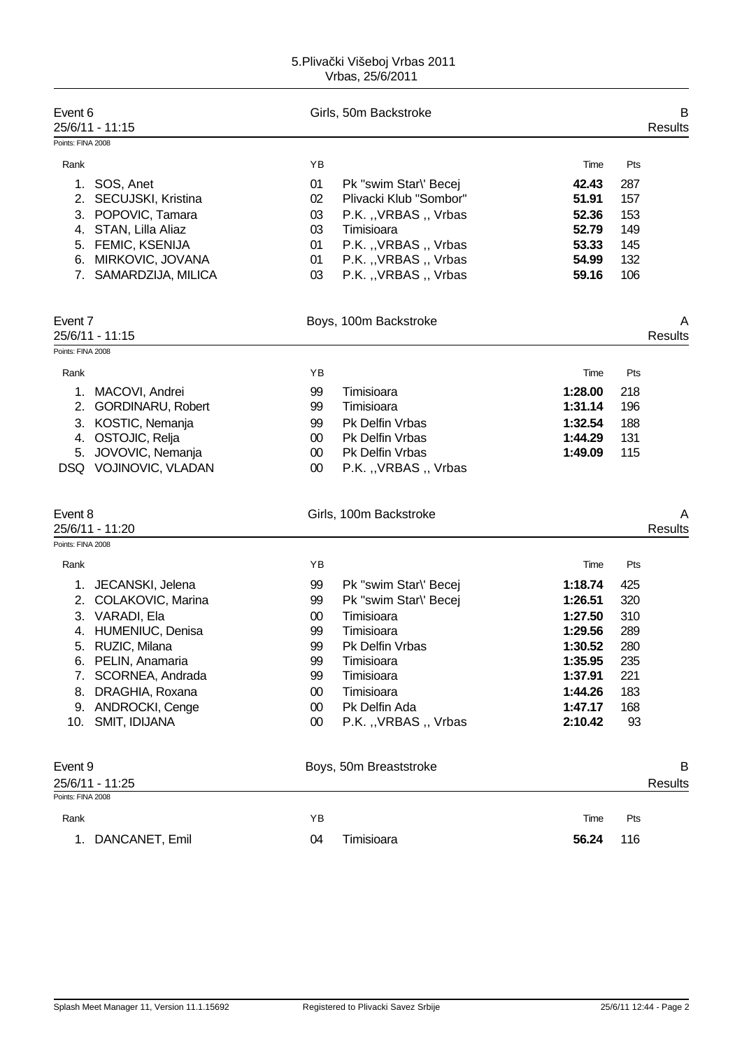## Event 6 — Girls, 50m Backstroke — B

25/6/11 - 11:15 — Results

Points: FINA 2008

| Rank | Name | YB | Club | Time | Pts |
|---|---|---|---|---|---|
| 1. | SOS, Anet | 01 | Pk "swim Star\' Becej | **42.43** | 287 |
| 2. | SECUJSKI, Kristina | 02 | Plivacki Klub "Sombor" | **51.91** | 157 |
| 3. | POPOVIC, Tamara | 03 | P.K. ,,VRBAS ,, Vrbas | **52.36** | 153 |
| 4. | STAN, Lilla Aliaz | 03 | Timisioara | **52.79** | 149 |
| 5. | FEMIC, KSENIJA | 01 | P.K. ,,VRBAS ,, Vrbas | **53.33** | 145 |
| 6. | MIRKOVIC, JOVANA | 01 | P.K. ,,VRBAS ,, Vrbas | **54.99** | 132 |
| 7. | SAMARDZIJA, MILICA | 03 | P.K. ,,VRBAS ,, Vrbas | **59.16** | 106 |

## Event 7 — Boys, 100m Backstroke — A

25/6/11 - 11:15 — Results

Points: FINA 2008

| Rank | Name | YB | Club | Time | Pts |
|---|---|---|---|---|---|
| 1. | MACOVI, Andrei | 99 | Timisioara | **1:28.00** | 218 |
| 2. | GORDINARU, Robert | 99 | Timisioara | **1:31.14** | 196 |
| 3. | KOSTIC, Nemanja | 99 | Pk Delfin Vrbas | **1:32.54** | 188 |
| 4. | OSTOJIC, Relja | 00 | Pk Delfin Vrbas | **1:44.29** | 131 |
| 5. | JOVOVIC, Nemanja | 00 | Pk Delfin Vrbas | **1:49.09** | 115 |
| DSQ | VOJINOVIC, VLADAN | 00 | P.K. ,,VRBAS ,, Vrbas | | |

## Event 8 — Girls, 100m Backstroke — A

25/6/11 - 11:20 — Results

Points: FINA 2008

| Rank | Name | YB | Club | Time | Pts |
|---|---|---|---|---|---|
| 1. | JECANSKI, Jelena | 99 | Pk "swim Star\' Becej | **1:18.74** | 425 |
| 2. | COLAKOVIC, Marina | 99 | Pk "swim Star\' Becej | **1:26.51** | 320 |
| 3. | VARADI, Ela | 00 | Timisioara | **1:27.50** | 310 |
| 4. | HUMENIUC, Denisa | 99 | Timisioara | **1:29.56** | 289 |
| 5. | RUZIC, Milana | 99 | Pk Delfin Vrbas | **1:30.52** | 280 |
| 6. | PELIN, Anamaria | 99 | Timisioara | **1:35.95** | 235 |
| 7. | SCORNEA, Andrada | 99 | Timisioara | **1:37.91** | 221 |
| 8. | DRAGHIA, Roxana | 00 | Timisioara | **1:44.26** | 183 |
| 9. | ANDROCKI, Cenge | 00 | Pk Delfin Ada | **1:47.17** | 168 |
| 10. | SMIT, IDIJANA | 00 | P.K. ,,VRBAS ,, Vrbas | **2:10.42** | 93 |

## Event 9 — Boys, 50m Breaststroke — B

25/6/11 - 11:25 — Results

Points: FINA 2008

| Rank | Name | YB | Club | Time | Pts |
|---|---|---|---|---|---|
| 1. | DANCANET, Emil | 04 | Timisioara | **56.24** | 116 |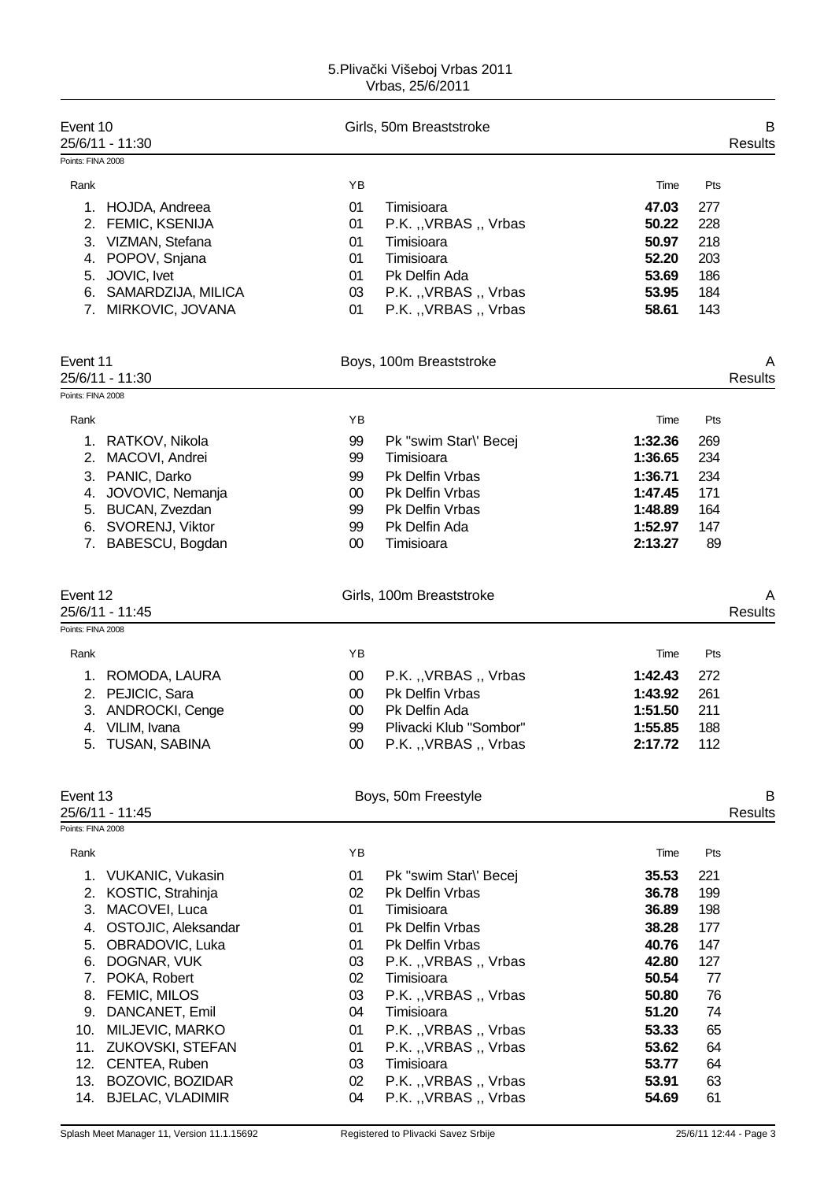# 5.Plivački Višeboj Vrbas 2011

Vrbas, 25/6/2011

## Event 10 — Girls, 50m Breaststroke — B Results

25/6/11 - 11:30

Points: FINA 2008

| Rank | | YB | | Time | Pts |
|---|---|---|---|---|---|
| 1. | HOJDA, Andreea | 01 | Timisioara | **47.03** | 277 |
| 2. | FEMIC, KSENIJA | 01 | P.K. ,,VRBAS ,, Vrbas | **50.22** | 228 |
| 3. | VIZMAN, Stefana | 01 | Timisioara | **50.97** | 218 |
| 4. | POPOV, Snjana | 01 | Timisioara | **52.20** | 203 |
| 5. | JOVIC, Ivet | 01 | Pk Delfin Ada | **53.69** | 186 |
| 6. | SAMARDZIJA, MILICA | 03 | P.K. ,,VRBAS ,, Vrbas | **53.95** | 184 |
| 7. | MIRKOVIC, JOVANA | 01 | P.K. ,,VRBAS ,, Vrbas | **58.61** | 143 |

## Event 11 — Boys, 100m Breaststroke — A Results

25/6/11 - 11:30

Points: FINA 2008

| Rank | | YB | | Time | Pts |
|---|---|---|---|---|---|
| 1. | RATKOV, Nikola | 99 | Pk "swim Star\' Becej | **1:32.36** | 269 |
| 2. | MACOVI, Andrei | 99 | Timisioara | **1:36.65** | 234 |
| 3. | PANIC, Darko | 99 | Pk Delfin Vrbas | **1:36.71** | 234 |
| 4. | JOVOVIC, Nemanja | 00 | Pk Delfin Vrbas | **1:47.45** | 171 |
| 5. | BUCAN, Zvezdan | 99 | Pk Delfin Vrbas | **1:48.89** | 164 |
| 6. | SVORENJ, Viktor | 99 | Pk Delfin Ada | **1:52.97** | 147 |
| 7. | BABESCU, Bogdan | 00 | Timisioara | **2:13.27** | 89 |

## Event 12 — Girls, 100m Breaststroke — A Results

25/6/11 - 11:45

Points: FINA 2008

| Rank | | YB | | Time | Pts |
|---|---|---|---|---|---|
| 1. | ROMODA, LAURA | 00 | P.K. ,,VRBAS ,, Vrbas | **1:42.43** | 272 |
| 2. | PEJICIC, Sara | 00 | Pk Delfin Vrbas | **1:43.92** | 261 |
| 3. | ANDROCKI, Cenge | 00 | Pk Delfin Ada | **1:51.50** | 211 |
| 4. | VILIM, Ivana | 99 | Plivacki Klub "Sombor" | **1:55.85** | 188 |
| 5. | TUSAN, SABINA | 00 | P.K. ,,VRBAS ,, Vrbas | **2:17.72** | 112 |

## Event 13 — Boys, 50m Freestyle — B Results

25/6/11 - 11:45

Points: FINA 2008

| Rank | | YB | | Time | Pts |
|---|---|---|---|---|---|
| 1. | VUKANIC, Vukasin | 01 | Pk "swim Star\' Becej | **35.53** | 221 |
| 2. | KOSTIC, Strahinja | 02 | Pk Delfin Vrbas | **36.78** | 199 |
| 3. | MACOVEI, Luca | 01 | Timisioara | **36.89** | 198 |
| 4. | OSTOJIC, Aleksandar | 01 | Pk Delfin Vrbas | **38.28** | 177 |
| 5. | OBRADOVIC, Luka | 01 | Pk Delfin Vrbas | **40.76** | 147 |
| 6. | DOGNAR, VUK | 03 | P.K. ,,VRBAS ,, Vrbas | **42.80** | 127 |
| 7. | POKA, Robert | 02 | Timisioara | **50.54** | 77 |
| 8. | FEMIC, MILOS | 03 | P.K. ,,VRBAS ,, Vrbas | **50.80** | 76 |
| 9. | DANCANET, Emil | 04 | Timisioara | **51.20** | 74 |
| 10. | MILJEVIC, MARKO | 01 | P.K. ,,VRBAS ,, Vrbas | **53.33** | 65 |
| 11. | ZUKOVSKI, STEFAN | 01 | P.K. ,,VRBAS ,, Vrbas | **53.62** | 64 |
| 12. | CENTEA, Ruben | 03 | Timisioara | **53.77** | 64 |
| 13. | BOZOVIC, BOZIDAR | 02 | P.K. ,,VRBAS ,, Vrbas | **53.91** | 63 |
| 14. | BJELAC, VLADIMIR | 04 | P.K. ,,VRBAS ,, Vrbas | **54.69** | 61 |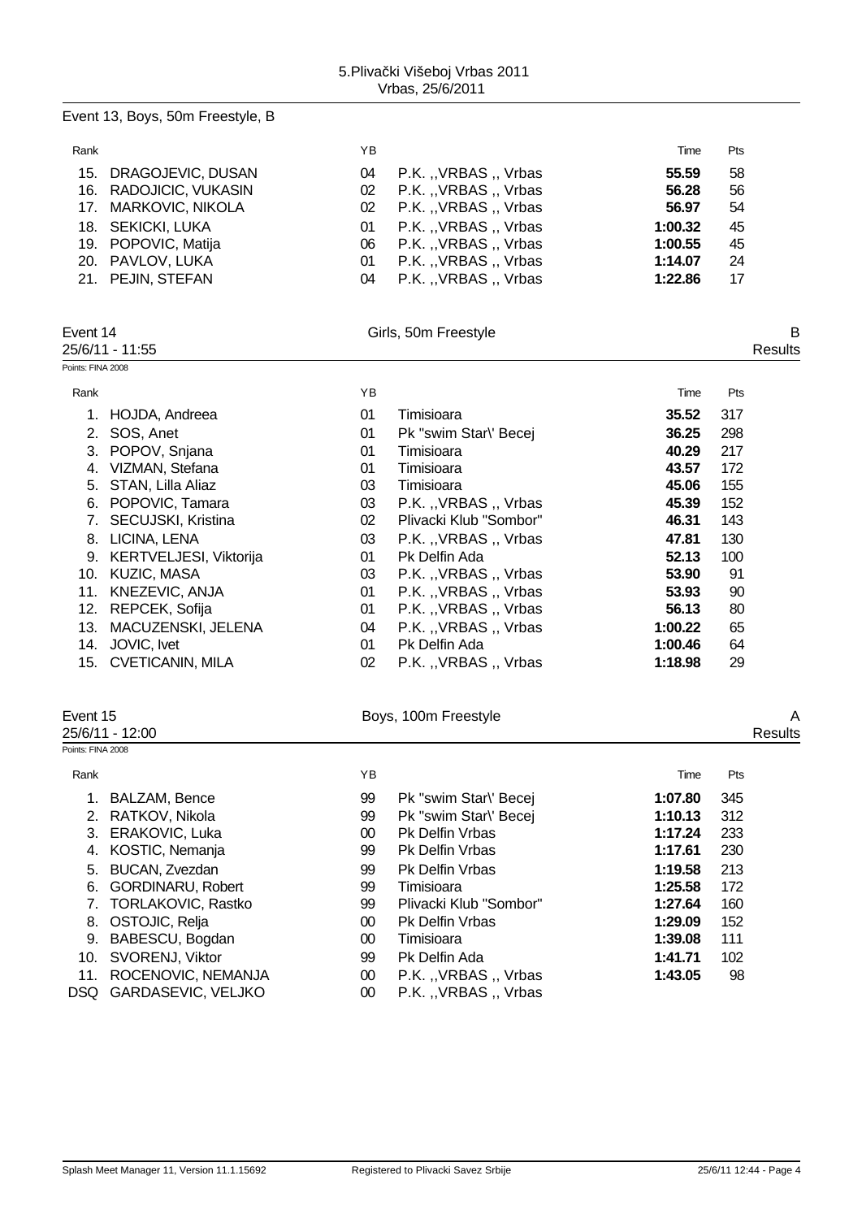## Event 13, Boys, 50m Freestyle, B

| Rank | | YB | | Time | Pts |
|---|---|---|---|---|---|
| 15. | DRAGOJEVIC, DUSAN | 04 | P.K. ,,VRBAS ,, Vrbas | **55.59** | 58 |
| 16. | RADOJICIC, VUKASIN | 02 | P.K. ,,VRBAS ,, Vrbas | **56.28** | 56 |
| 17. | MARKOVIC, NIKOLA | 02 | P.K. ,,VRBAS ,, Vrbas | **56.97** | 54 |
| 18. | SEKICKI, LUKA | 01 | P.K. ,,VRBAS ,, Vrbas | **1:00.32** | 45 |
| 19. | POPOVIC, Matija | 06 | P.K. ,,VRBAS ,, Vrbas | **1:00.55** | 45 |
| 20. | PAVLOV, LUKA | 01 | P.K. ,,VRBAS ,, Vrbas | **1:14.07** | 24 |
| 21. | PEJIN, STEFAN | 04 | P.K. ,,VRBAS ,, Vrbas | **1:22.86** | 17 |

## Event 14 — Girls, 50m Freestyle — B

25/6/11 - 11:55 — Results

Points: FINA 2008

| Rank | | YB | | Time | Pts |
|---|---|---|---|---|---|
| 1. | HOJDA, Andreea | 01 | Timisioara | **35.52** | 317 |
| 2. | SOS, Anet | 01 | Pk "swim Star\' Becej | **36.25** | 298 |
| 3. | POPOV, Snjana | 01 | Timisioara | **40.29** | 217 |
| 4. | VIZMAN, Stefana | 01 | Timisioara | **43.57** | 172 |
| 5. | STAN, Lilla Aliaz | 03 | Timisioara | **45.06** | 155 |
| 6. | POPOVIC, Tamara | 03 | P.K. ,,VRBAS ,, Vrbas | **45.39** | 152 |
| 7. | SECUJSKI, Kristina | 02 | Plivacki Klub "Sombor" | **46.31** | 143 |
| 8. | LICINA, LENA | 03 | P.K. ,,VRBAS ,, Vrbas | **47.81** | 130 |
| 9. | KERTVELJESI, Viktorija | 01 | Pk Delfin Ada | **52.13** | 100 |
| 10. | KUZIC, MASA | 03 | P.K. ,,VRBAS ,, Vrbas | **53.90** | 91 |
| 11. | KNEZEVIC, ANJA | 01 | P.K. ,,VRBAS ,, Vrbas | **53.93** | 90 |
| 12. | REPCEK, Sofija | 01 | P.K. ,,VRBAS ,, Vrbas | **56.13** | 80 |
| 13. | MACUZENSKI, JELENA | 04 | P.K. ,,VRBAS ,, Vrbas | **1:00.22** | 65 |
| 14. | JOVIC, Ivet | 01 | Pk Delfin Ada | **1:00.46** | 64 |
| 15. | CVETICANIN, MILA | 02 | P.K. ,,VRBAS ,, Vrbas | **1:18.98** | 29 |

## Event 15 — Boys, 100m Freestyle — A

25/6/11 - 12:00 — Results

Points: FINA 2008

| Rank | | YB | | Time | Pts |
|---|---|---|---|---|---|
| 1. | BALZAM, Bence | 99 | Pk "swim Star\' Becej | **1:07.80** | 345 |
| 2. | RATKOV, Nikola | 99 | Pk "swim Star\' Becej | **1:10.13** | 312 |
| 3. | ERAKOVIC, Luka | 00 | Pk Delfin Vrbas | **1:17.24** | 233 |
| 4. | KOSTIC, Nemanja | 99 | Pk Delfin Vrbas | **1:17.61** | 230 |
| 5. | BUCAN, Zvezdan | 99 | Pk Delfin Vrbas | **1:19.58** | 213 |
| 6. | GORDINARU, Robert | 99 | Timisioara | **1:25.58** | 172 |
| 7. | TORLAKOVIC, Rastko | 99 | Plivacki Klub "Sombor" | **1:27.64** | 160 |
| 8. | OSTOJIC, Relja | 00 | Pk Delfin Vrbas | **1:29.09** | 152 |
| 9. | BABESCU, Bogdan | 00 | Timisioara | **1:39.08** | 111 |
| 10. | SVORENJ, Viktor | 99 | Pk Delfin Ada | **1:41.71** | 102 |
| 11. | ROCENOVIC, NEMANJA | 00 | P.K. ,,VRBAS ,, Vrbas | **1:43.05** | 98 |
| DSQ | GARDASEVIC, VELJKO | 00 | P.K. ,,VRBAS ,, Vrbas | | |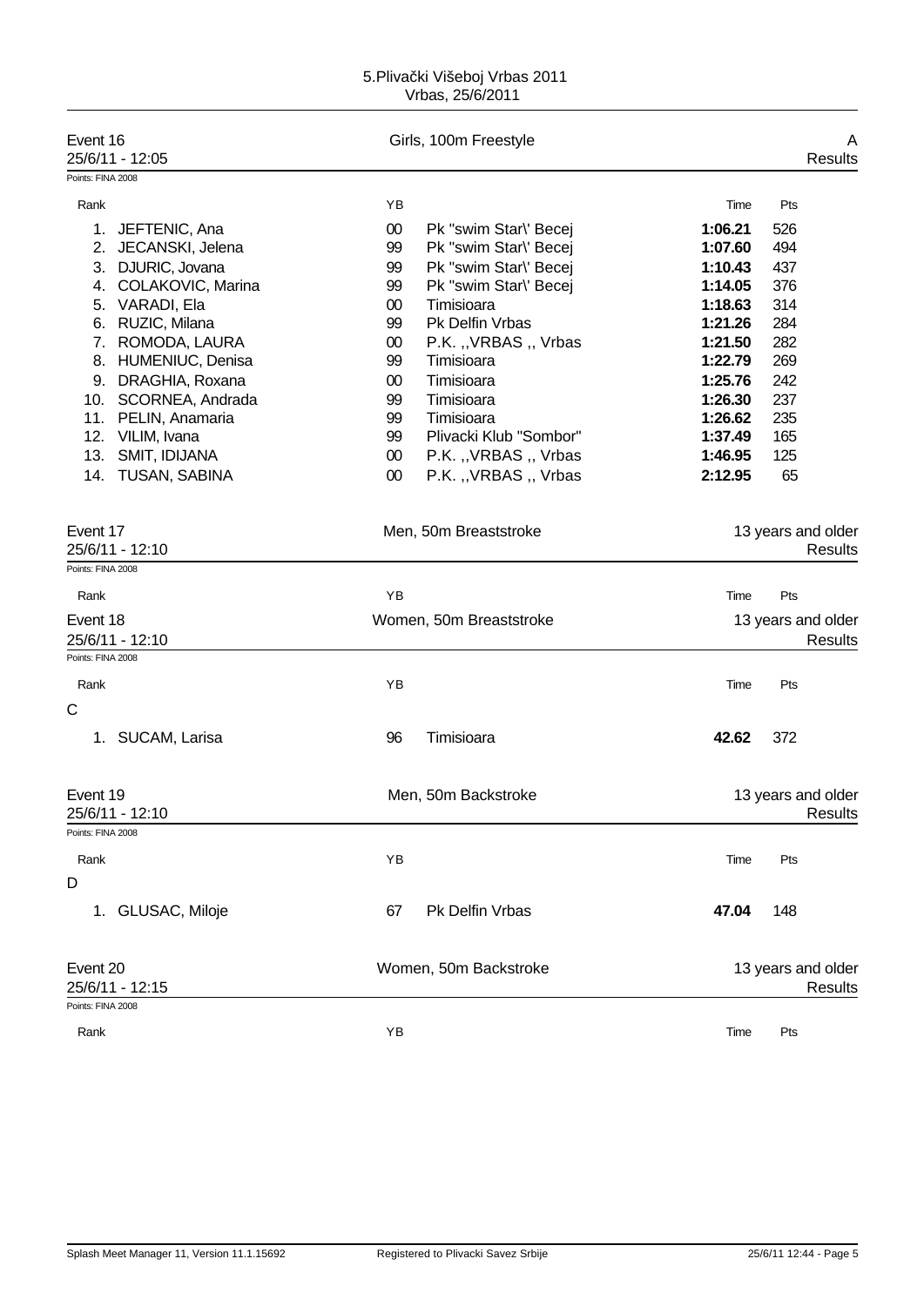Event 16 — Girls, 100m Freestyle — A
25/6/11 - 12:05 — Results
Points: FINA 2008

| Rank | Name | YB | Club | Time | Pts |
|---|---|---|---|---|---|
| 1. | JEFTENIC, Ana | 00 | Pk "swim Star\' Becej | **1:06.21** | 526 |
| 2. | JECANSKI, Jelena | 99 | Pk "swim Star\' Becej | **1:07.60** | 494 |
| 3. | DJURIC, Jovana | 99 | Pk "swim Star\' Becej | **1:10.43** | 437 |
| 4. | COLAKOVIC, Marina | 99 | Pk "swim Star\' Becej | **1:14.05** | 376 |
| 5. | VARADI, Ela | 00 | Timisioara | **1:18.63** | 314 |
| 6. | RUZIC, Milana | 99 | Pk Delfin Vrbas | **1:21.26** | 284 |
| 7. | ROMODA, LAURA | 00 | P.K. ,,VRBAS ,, Vrbas | **1:21.50** | 282 |
| 8. | HUMENIUC, Denisa | 99 | Timisioara | **1:22.79** | 269 |
| 9. | DRAGHIA, Roxana | 00 | Timisioara | **1:25.76** | 242 |
| 10. | SCORNEA, Andrada | 99 | Timisioara | **1:26.30** | 237 |
| 11. | PELIN, Anamaria | 99 | Timisioara | **1:26.62** | 235 |
| 12. | VILIM, Ivana | 99 | Plivacki Klub "Sombor" | **1:37.49** | 165 |
| 13. | SMIT, IDIJANA | 00 | P.K. ,,VRBAS ,, Vrbas | **1:46.95** | 125 |
| 14. | TUSAN, SABINA | 00 | P.K. ,,VRBAS ,, Vrbas | **2:12.95** | 65 |

Event 17 — Men, 50m Breaststroke — 13 years and older
25/6/11 - 12:10 — Results
Points: FINA 2008

| Rank | Name | YB | Club | Time | Pts |
|---|---|---|---|---|---|

Event 18 — Women, 50m Breaststroke — 13 years and older
25/6/11 - 12:10 — Results
Points: FINA 2008

| Rank | Name | YB | Club | Time | Pts |
|---|---|---|---|---|---|
| C | | | | | |
| 1. | SUCAM, Larisa | 96 | Timisioara | **42.62** | 372 |

Event 19 — Men, 50m Backstroke — 13 years and older
25/6/11 - 12:10 — Results
Points: FINA 2008

| Rank | Name | YB | Club | Time | Pts |
|---|---|---|---|---|---|
| D | | | | | |
| 1. | GLUSAC, Miloje | 67 | Pk Delfin Vrbas | **47.04** | 148 |

Event 20 — Women, 50m Backstroke — 13 years and older
25/6/11 - 12:15 — Results
Points: FINA 2008

| Rank | Name | YB | Club | Time | Pts |
|---|---|---|---|---|---|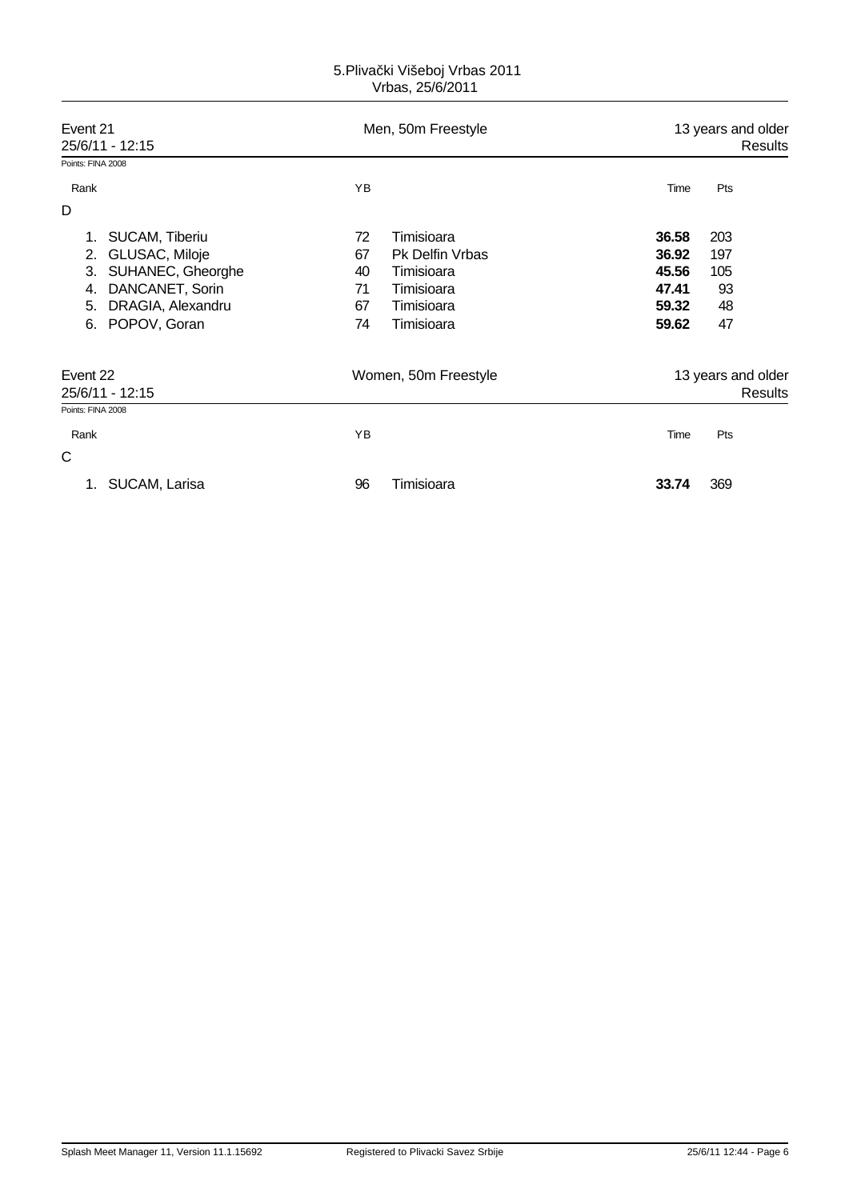5.Plivački Višeboj Vrbas 2011
Vrbas, 25/6/2011

## Event 21 — Men, 50m Freestyle — 13 years and older

25/6/11 - 12:15 — Results

Points: FINA 2008

| Rank | | YB | | Time | Pts |
|---|---|---|---|---|---|
| **D** | | | | | |
| 1. | SUCAM, Tiberiu | 72 | Timisioara | **36.58** | 203 |
| 2. | GLUSAC, Miloje | 67 | Pk Delfin Vrbas | **36.92** | 197 |
| 3. | SUHANEC, Gheorghe | 40 | Timisioara | **45.56** | 105 |
| 4. | DANCANET, Sorin | 71 | Timisioara | **47.41** | 93 |
| 5. | DRAGIA, Alexandru | 67 | Timisioara | **59.32** | 48 |
| 6. | POPOV, Goran | 74 | Timisioara | **59.62** | 47 |

## Event 22 — Women, 50m Freestyle — 13 years and older

25/6/11 - 12:15 — Results

Points: FINA 2008

| Rank | | YB | | Time | Pts |
|---|---|---|---|---|---|
| **C** | | | | | |
| 1. | SUCAM, Larisa | 96 | Timisioara | **33.74** | 369 |

Splash Meet Manager 11, Version 11.1.15692 — Registered to Plivacki Savez Srbije — 25/6/11 12:44